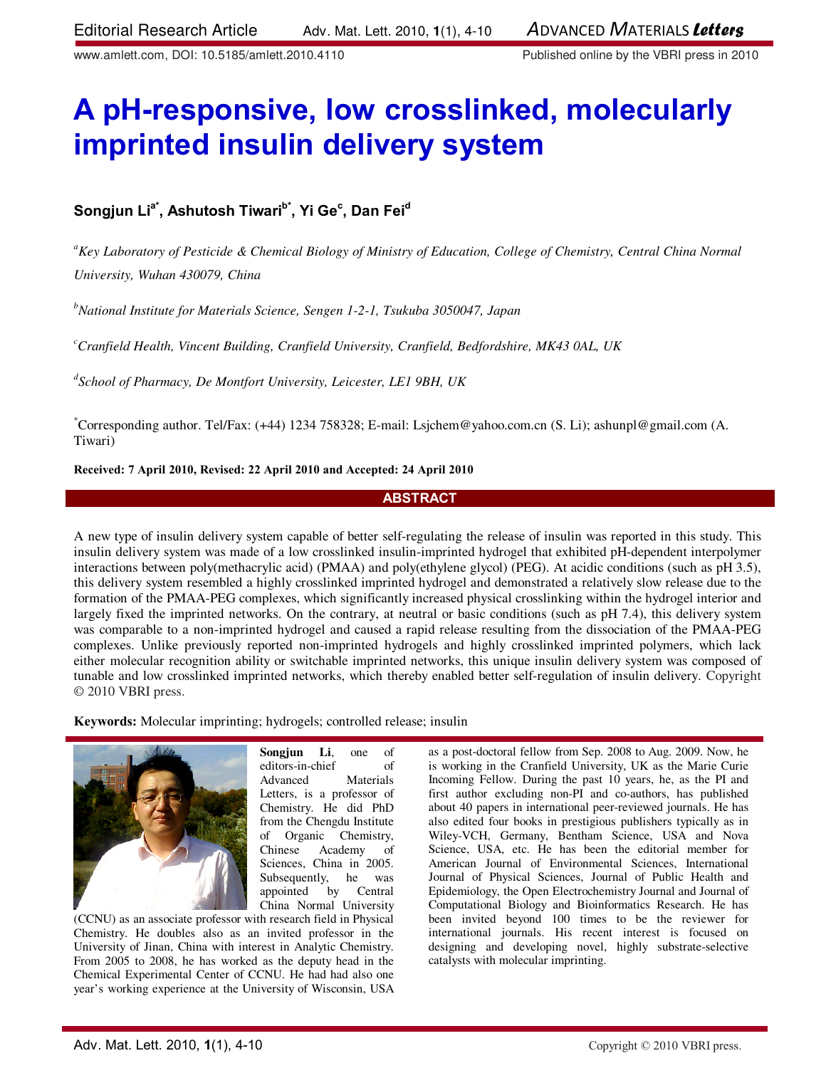Editorial Research Article

# A pH-responsive, low crosslinked, molecularly imprinted insulin delivery system

**Songjun Li[a*], Ashutosh Tiwari[b*], Yi Ge[c], Dan Fei[d]**

[a]*Key Laboratory of Pesticide & Chemical Biology of Ministry of Education, College of Chemistry, Central China Normal University, Wuhan 430079, China*

[b]*National Institute for Materials Science, Sengen 1-2-1, Tsukuba 3050047, Japan*

[c]*Cranfield Health, Vincent Building, Cranfield University, Cranfield, Bedfordshire, MK43 0AL, UK*

[d]*School of Pharmacy, De Montfort University, Leicester, LE1 9BH, UK*

[*]Corresponding author. Tel/Fax: (+44) 1234 758328; E-mail: Lsjchem@yahoo.com.cn (S. Li); ashunpl@gmail.com (A. Tiwari)

**Received: 7 April 2010, Revised: 22 April 2010 and Accepted: 24 April 2010**

## ABSTRACT

A new type of insulin delivery system capable of better self-regulating the release of insulin was reported in this study. This insulin delivery system was made of a low crosslinked insulin-imprinted hydrogel that exhibited pH-dependent interpolymer interactions between poly(methacrylic acid) (PMAA) and poly(ethylene glycol) (PEG). At acidic conditions (such as pH 3.5), this delivery system resembled a highly crosslinked imprinted hydrogel and demonstrated a relatively slow release due to the formation of the PMAA-PEG complexes, which significantly increased physical crosslinking within the hydrogel interior and largely fixed the imprinted networks. On the contrary, at neutral or basic conditions (such as pH 7.4), this delivery system was comparable to a non-imprinted hydrogel and caused a rapid release resulting from the dissociation of the PMAA-PEG complexes. Unlike previously reported non-imprinted hydrogels and highly crosslinked imprinted polymers, which lack either molecular recognition ability or switchable imprinted networks, this unique insulin delivery system was composed of tunable and low crosslinked imprinted networks, which thereby enabled better self-regulation of insulin delivery. Copyright © 2010 VBRI press.

**Keywords:** Molecular imprinting; hydrogels; controlled release; insulin

**Songjun Li**, one of editors-in-chief of Advanced Materials Letters, is a professor of Chemistry. He did PhD from the Chengdu Institute of Organic Chemistry, Chinese Academy of Sciences, China in 2005. Subsequently, he was appointed by Central China Normal University (CCNU) as an associate professor with research field in Physical Chemistry. He doubles also as an invited professor in the University of Jinan, China with interest in Analytic Chemistry. From 2005 to 2008, he has worked as the deputy head in the Chemical Experimental Center of CCNU. He had had also one year's working experience at the University of Wisconsin, USA as a post-doctoral fellow from Sep. 2008 to Aug. 2009. Now, he is working in the Cranfield University, UK as the Marie Curie Incoming Fellow. During the past 10 years, he, as the PI and first author excluding non-PI and co-authors, has published about 40 papers in international peer-reviewed journals. He has also edited four books in prestigious publishers typically as in Wiley-VCH, Germany, Bentham Science, USA and Nova Science, USA, etc. He has been the editorial member for American Journal of Environmental Sciences, International Journal of Physical Sciences, Journal of Public Health and Epidemiology, the Open Electrochemistry Journal and Journal of Computational Biology and Bioinformatics Research. He has been invited beyond 100 times to be the reviewer for international journals. His recent interest is focused on designing and developing novel, highly substrate-selective catalysts with molecular imprinting.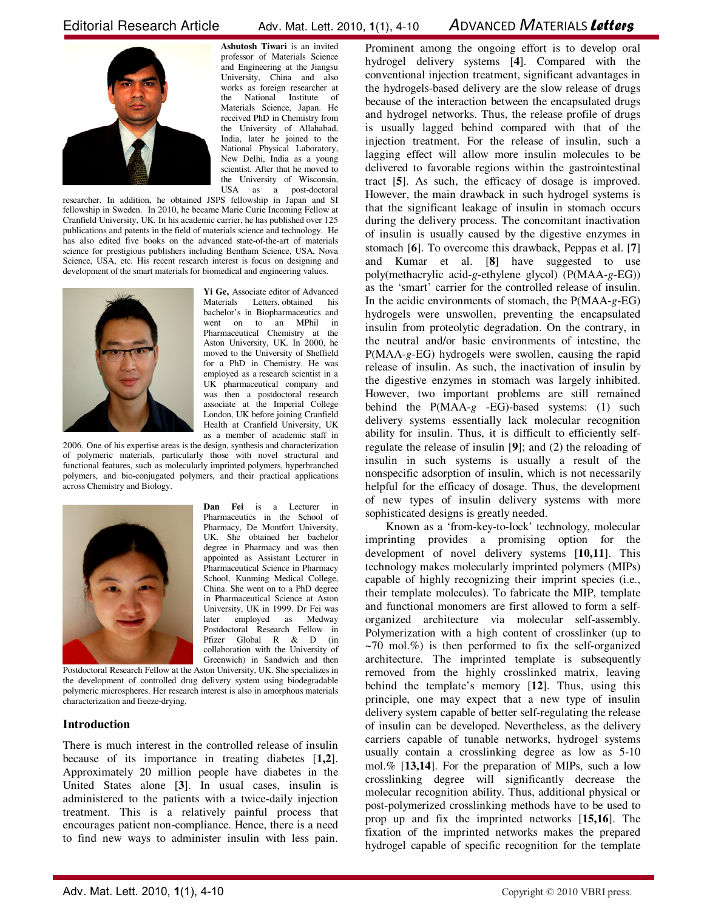**Ashutosh Tiwari** is an invited professor of Materials Science and Engineering at the Jiangsu University, China and also works as foreign researcher at the National Institute of Materials Science, Japan. He received PhD in Chemistry from the University of Allahabad, India, later he joined to the National Physical Laboratory, New Delhi, India as a young scientist. After that he moved to the University of Wisconsin, USA as a post-doctoral researcher. In addition, he obtained JSPS fellowship in Japan and SI fellowship in Sweden. In 2010, he became Marie Curie Incoming Fellow at Cranfield University, UK. In his academic carrier, he has published over 125 publications and patents in the field of materials science and technology. He has also edited five books on the advanced state-of-the-art of materials science for prestigious publishers including Bentham Science, USA, Nova Science, USA, etc. His recent research interest is focus on designing and development of the smart materials for biomedical and engineering values.

**Yi Ge,** Associate editor of Advanced Materials Letters, obtained his bachelor's in Biopharmaceutics and went on to an MPhil in Pharmaceutical Chemistry at the Aston University, UK. In 2000, he moved to the University of Sheffield for a PhD in Chemistry. He was employed as a research scientist in a UK pharmaceutical company and was then a postdoctoral research associate at the Imperial College London, UK before joining Cranfield Health at Cranfield University, UK as a member of academic staff in 2006. One of his expertise areas is the design, synthesis and characterization of polymeric materials, particularly those with novel structural and functional features, such as molecularly imprinted polymers, hyperbranched polymers, and bio-conjugated polymers, and their practical applications across Chemistry and Biology.

**Dan Fei** is a Lecturer in Pharmaceutics in the School of Pharmacy, De Montfort University, UK. She obtained her bachelor degree in Pharmacy and was then appointed as Assistant Lecturer in Pharmaceutical Science in Pharmacy School, Kunming Medical College, China. She went on to a PhD degree in Pharmaceutical Science at Aston University, UK in 1999. Dr Fei was later employed as Medway Postdoctoral Research Fellow in Pfizer Global R & D (in collaboration with the University of Greenwich) in Sandwich and then Postdoctoral Research Fellow at the Aston University, UK. She specializes in the development of controlled drug delivery system using biodegradable polymeric microspheres. Her research interest is also in amorphous materials characterization and freeze-drying.

## Introduction

There is much interest in the controlled release of insulin because of its importance in treating diabetes [1,2]. Approximately 20 million people have diabetes in the United States alone [3]. In usual cases, insulin is administered to the patients with a twice-daily injection treatment. This is a relatively painful process that encourages patient non-compliance. Hence, there is a need to find new ways to administer insulin with less pain. Prominent among the ongoing effort is to develop oral hydrogel delivery systems [4]. Compared with the conventional injection treatment, significant advantages in the hydrogels-based delivery are the slow release of drugs because of the interaction between the encapsulated drugs and hydrogel networks. Thus, the release profile of drugs is usually lagged behind compared with that of the injection treatment. For the release of insulin, such a lagging effect will allow more insulin molecules to be delivered to favorable regions within the gastrointestinal tract [5]. As such, the efficacy of dosage is improved. However, the main drawback in such hydrogel systems is that the significant leakage of insulin in stomach occurs during the delivery process. The concomitant inactivation of insulin is usually caused by the digestive enzymes in stomach [6]. To overcome this drawback, Peppas et al. [7] and Kumar et al. [8] have suggested to use poly(methacrylic acid-*g*-ethylene glycol) (P(MAA-*g*-EG)) as the 'smart' carrier for the controlled release of insulin. In the acidic environments of stomach, the P(MAA-*g*-EG) hydrogels were unswollen, preventing the encapsulated insulin from proteolytic degradation. On the contrary, in the neutral and/or basic environments of intestine, the P(MAA-*g*-EG) hydrogels were swollen, causing the rapid release of insulin. As such, the inactivation of insulin by the digestive enzymes in stomach was largely inhibited. However, two important problems are still remained behind the P(MAA-*g* -EG)-based systems: (1) such delivery systems essentially lack molecular recognition ability for insulin. Thus, it is difficult to efficiently self-regulate the release of insulin [9]; and (2) the reloading of insulin in such systems is usually a result of the nonspecific adsorption of insulin, which is not necessarily helpful for the efficacy of dosage. Thus, the development of new types of insulin delivery systems with more sophisticated designs is greatly needed.

Known as a 'from-key-to-lock' technology, molecular imprinting provides a promising option for the development of novel delivery systems [10,11]. This technology makes molecularly imprinted polymers (MIPs) capable of highly recognizing their imprint species (i.e., their template molecules). To fabricate the MIP, template and functional monomers are first allowed to form a self-organized architecture via molecular self-assembly. Polymerization with a high content of crosslinker (up to ~70 mol.%) is then performed to fix the self-organized architecture. The imprinted template is subsequently removed from the highly crosslinked matrix, leaving behind the template's memory [12]. Thus, using this principle, one may expect that a new type of insulin delivery system capable of better self-regulating the release of insulin can be developed. Nevertheless, as the delivery carriers capable of tunable networks, hydrogel systems usually contain a crosslinking degree as low as 5-10 mol.% [13,14]. For the preparation of MIPs, such a low crosslinking degree will significantly decrease the molecular recognition ability. Thus, additional physical or post-polymerized crosslinking methods have to be used to prop up and fix the imprinted networks [15,16]. The fixation of the imprinted networks makes the prepared hydrogel capable of specific recognition for the template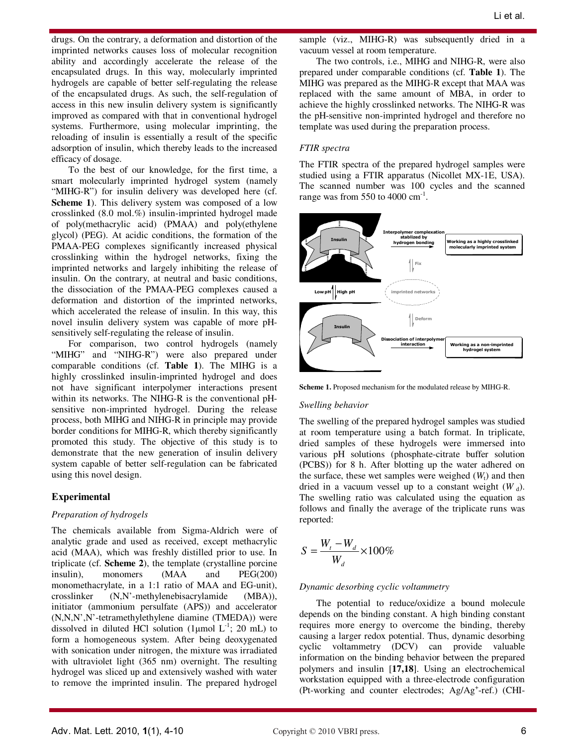drugs. On the contrary, a deformation and distortion of the imprinted networks causes loss of molecular recognition ability and accordingly accelerate the release of the encapsulated drugs. In this way, molecularly imprinted hydrogels are capable of better self-regulating the release of the encapsulated drugs. As such, the self-regulation of access in this new insulin delivery system is significantly improved as compared with that in conventional hydrogel systems. Furthermore, using molecular imprinting, the reloading of insulin is essentially a result of the specific adsorption of insulin, which thereby leads to the increased efficacy of dosage.

To the best of our knowledge, for the first time, a smart molecularly imprinted hydrogel system (namely "MIHG-R") for insulin delivery was developed here (cf. **Scheme 1**). This delivery system was composed of a low crosslinked (8.0 mol.%) insulin-imprinted hydrogel made of poly(methacrylic acid) (PMAA) and poly(ethylene glycol) (PEG). At acidic conditions, the formation of the PMAA-PEG complexes significantly increased physical crosslinking within the hydrogel networks, fixing the imprinted networks and largely inhibiting the release of insulin. On the contrary, at neutral and basic conditions, the dissociation of the PMAA-PEG complexes caused a deformation and distortion of the imprinted networks, which accelerated the release of insulin. In this way, this novel insulin delivery system was capable of more pH-sensitively self-regulating the release of insulin.

For comparison, two control hydrogels (namely "MIHG" and "NIHG-R") were also prepared under comparable conditions (cf. **Table 1**). The MIHG is a highly crosslinked insulin-imprinted hydrogel and does not have significant interpolymer interactions present within its networks. The NIHG-R is the conventional pH-sensitive non-imprinted hydrogel. During the release process, both MIHG and NIHG-R in principle may provide border conditions for MIHG-R, which thereby significantly promoted this study. The objective of this study is to demonstrate that the new generation of insulin delivery system capable of better self-regulation can be fabricated using this novel design.

## Experimental

### *Preparation of hydrogels*

The chemicals available from Sigma-Aldrich were of analytic grade and used as received, except methacrylic acid (MAA), which was freshly distilled prior to use. In triplicate (cf. **Scheme 2**), the template (crystalline porcine insulin), monomers (MAA and PEG(200) monomethacrylate, in a 1:1 ratio of MAA and EG-unit), crosslinker (N,N'-methylenebisacrylamide (MBA)), initiator (ammonium persulfate (APS)) and accelerator (N,N,N',N'-tetramethylethylene diamine (TMEDA)) were dissolved in diluted HCl solution (1µmol $L^{-1}$; 20 mL) to form a homogeneous system. After being deoxygenated with sonication under nitrogen, the mixture was irradiated with ultraviolet light (365 nm) overnight. The resulting hydrogel was sliced up and extensively washed with water to remove the imprinted insulin. The prepared hydrogel sample (viz., MIHG-R) was subsequently dried in a vacuum vessel at room temperature.

The two controls, i.e., MIHG and NIHG-R, were also prepared under comparable conditions (cf. **Table 1**). The MIHG was prepared as the MIHG-R except that MAA was replaced with the same amount of MBA, in order to achieve the highly crosslinked networks. The NIHG-R was the pH-sensitive non-imprinted hydrogel and therefore no template was used during the preparation process.

### *FTIR spectra*

The FTIR spectra of the prepared hydrogel samples were studied using a FTIR apparatus (Nicollet MX-1E, USA). The scanned number was 100 cycles and the scanned range was from 550 to 4000 $cm^{-1}$.

**Scheme 1.** Proposed mechanism for the modulated release by MIHG-R.

### *Swelling behavior*

The swelling of the prepared hydrogel samples was studied at room temperature using a batch format. In triplicate, dried samples of these hydrogels were immersed into various pH solutions (phosphate-citrate buffer solution (PCBS)) for 8 h. After blotting up the water adhered on the surface, these wet samples were weighed ($W_t$) and then dried in a vacuum vessel up to a constant weight ($W_d$). The swelling ratio was calculated using the equation as follows and finally the average of the triplicate runs was reported:

$$S = \frac{W_t - W_d}{W_d} \times 100\%$$

### *Dynamic desorbing cyclic voltammetry*

The potential to reduce/oxidize a bound molecule depends on the binding constant. A high binding constant requires more energy to overcome the binding, thereby causing a larger redox potential. Thus, dynamic desorbing cyclic voltammetry (DCV) can provide valuable information on the binding behavior between the prepared polymers and insulin [**17,18**]. Using an electrochemical workstation equipped with a three-electrode configuration (Pt-working and counter electrodes; $Ag/Ag^+$-ref.) (CHI-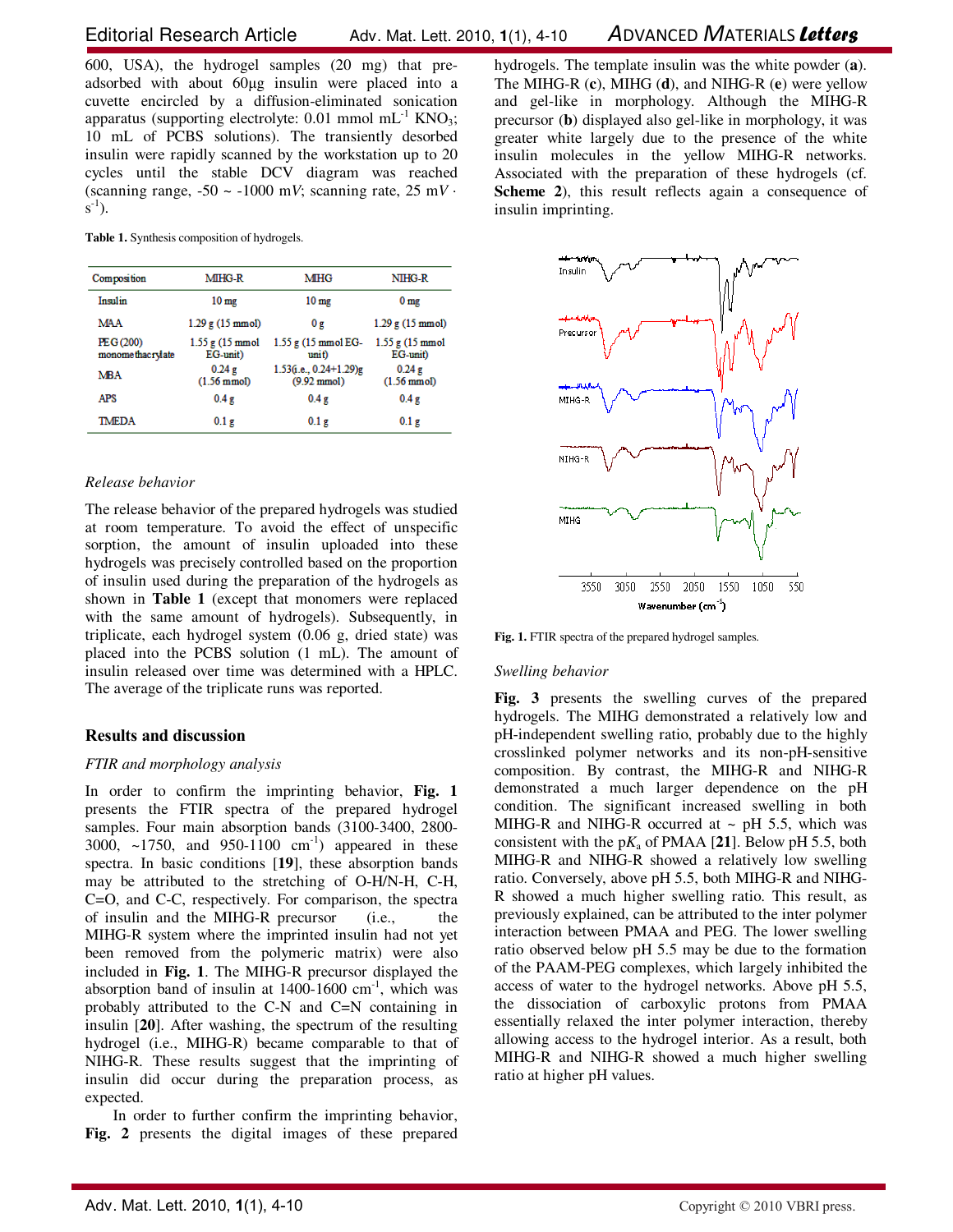600, USA), the hydrogel samples (20 mg) that pre-adsorbed with about 60μg insulin were placed into a cuvette encircled by a diffusion-eliminated sonication apparatus (supporting electrolyte: 0.01 mmol mL$^{-1}$ $KNO_3$; 10 mL of PCBS solutions). The transiently desorbed insulin were rapidly scanned by the workstation up to 20 cycles until the stable DCV diagram was reached (scanning range, -50 ~ -1000 mV; scanning rate, 25 mV · s$^{-1}$).

**Table 1.** Synthesis composition of hydrogels.

| Composition | MIHG-R | MIHG | NIHG-R |
|---|---|---|---|
| Insulin | 10 mg | 10 mg | 0 mg |
| MAA | 1.29 g (15 mmol) | 0 g | 1.29 g (15 mmol) |
| PEG (200) monomethacrylate | 1.55 g (15 mmol EG-unit) | 1.55 g (15 mmol EG-unit) | 1.55 g (15 mmol EG-unit) |
| MBA | 0.24 g (1.56 mmol) | 1.53(i.e., 0.24+1.29)g (9.92 mmol) | 0.24 g (1.56 mmol) |
| APS | 0.4 g | 0.4 g | 0.4 g |
| TMEDA | 0.1 g | 0.1 g | 0.1 g |

*Release behavior*

The release behavior of the prepared hydrogels was studied at room temperature. To avoid the effect of unspecific sorption, the amount of insulin uploaded into these hydrogels was precisely controlled based on the proportion of insulin used during the preparation of the hydrogels as shown in **Table 1** (except that monomers were replaced with the same amount of hydrogels). Subsequently, in triplicate, each hydrogel system (0.06 g, dried state) was placed into the PCBS solution (1 mL). The amount of insulin released over time was determined with a HPLC. The average of the triplicate runs was reported.

## Results and discussion

*FTIR and morphology analysis*

In order to confirm the imprinting behavior, **Fig. 1** presents the FTIR spectra of the prepared hydrogel samples. Four main absorption bands (3100-3400, 2800-3000, ~1750, and 950-1100 cm$^{-1}$) appeared in these spectra. In basic conditions [**19**], these absorption bands may be attributed to the stretching of O-H/N-H, C-H, C=O, and C-C, respectively. For comparison, the spectra of insulin and the MIHG-R precursor (i.e., the MIHG-R system where the imprinted insulin had not yet been removed from the polymeric matrix) were also included in **Fig. 1**. The MIHG-R precursor displayed the absorption band of insulin at 1400-1600 cm$^{-1}$, which was probably attributed to the C-N and C=N containing in insulin [**20**]. After washing, the spectrum of the resulting hydrogel (i.e., MIHG-R) became comparable to that of NIHG-R. These results suggest that the imprinting of insulin did occur during the preparation process, as expected.

In order to further confirm the imprinting behavior, **Fig. 2** presents the digital images of these prepared hydrogels. The template insulin was the white powder (**a**). The MIHG-R (**c**), MIHG (**d**), and NIHG-R (**e**) were yellow and gel-like in morphology. Although the MIHG-R precursor (**b**) displayed also gel-like in morphology, it was greater white largely due to the presence of the white insulin molecules in the yellow MIHG-R networks. Associated with the preparation of these hydrogels (cf. **Scheme 2**), this result reflects again a consequence of insulin imprinting.

**Fig. 1.** FTIR spectra of the prepared hydrogel samples.

*Swelling behavior*

**Fig. 3** presents the swelling curves of the prepared hydrogels. The MIHG demonstrated a relatively low and pH-independent swelling ratio, probably due to the highly crosslinked polymer networks and its non-pH-sensitive composition. By contrast, the MIHG-R and NIHG-R demonstrated a much larger dependence on the pH condition. The significant increased swelling in both MIHG-R and NIHG-R occurred at ~ pH 5.5, which was consistent with the p$K_a$ of PMAA [**21**]. Below pH 5.5, both MIHG-R and NIHG-R showed a relatively low swelling ratio. Conversely, above pH 5.5, both MIHG-R and NIHG-R showed a much higher swelling ratio. This result, as previously explained, can be attributed to the inter polymer interaction between PMAA and PEG. The lower swelling ratio observed below pH 5.5 may be due to the formation of the PAAM-PEG complexes, which largely inhibited the access of water to the hydrogel networks. Above pH 5.5, the dissociation of carboxylic protons from PMAA essentially relaxed the inter polymer interaction, thereby allowing access to the hydrogel interior. As a result, both MIHG-R and NIHG-R showed a much higher swelling ratio at higher pH values.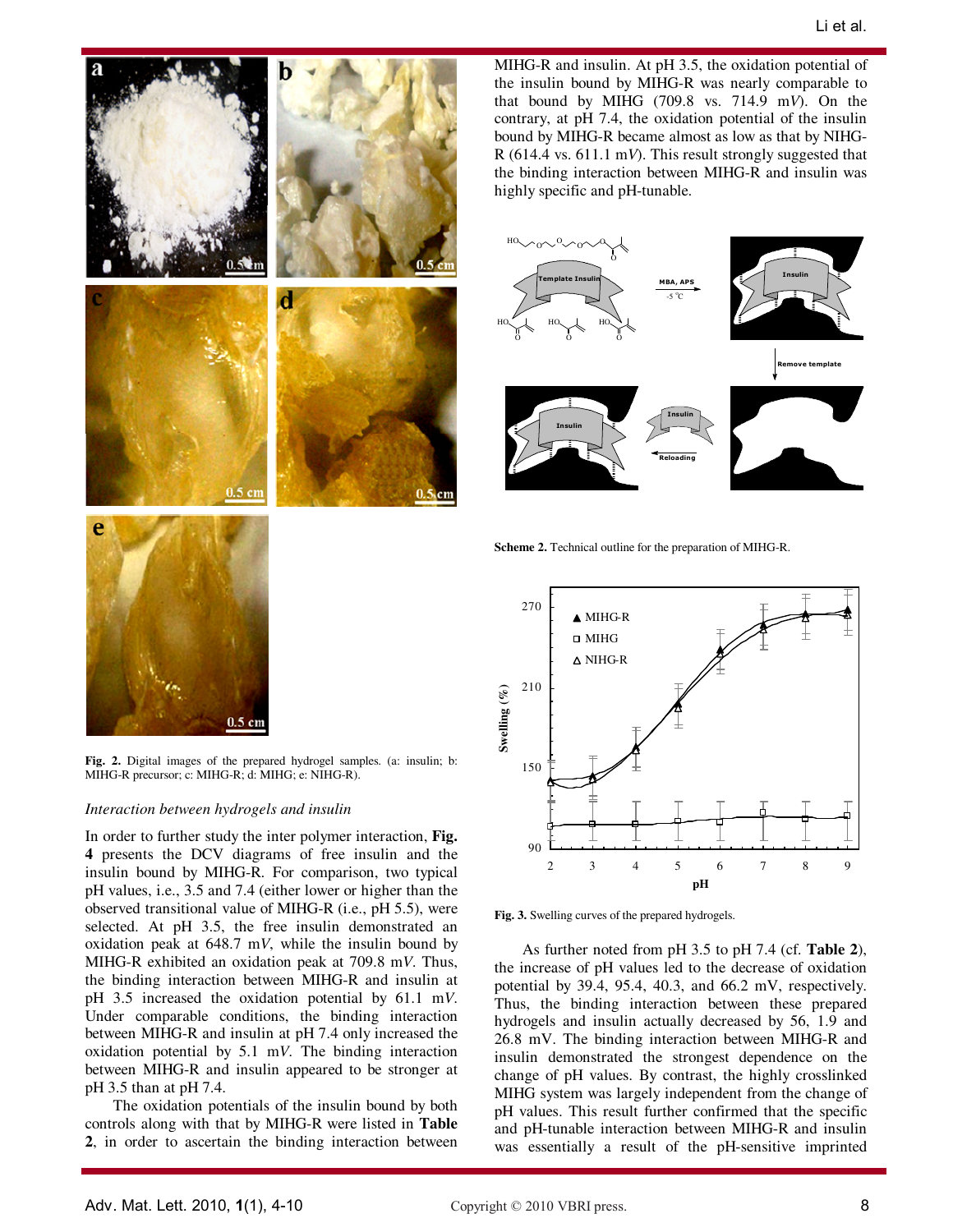Fig. 2. Digital images of the prepared hydrogel samples. (a: insulin; b: MIHG-R precursor; c: MIHG-R; d: MIHG; e: NIHG-R).

*Interaction between hydrogels and insulin*

In order to further study the inter polymer interaction, **Fig. 4** presents the DCV diagrams of free insulin and the insulin bound by MIHG-R. For comparison, two typical pH values, i.e., 3.5 and 7.4 (either lower or higher than the observed transitional value of MIHG-R (i.e., pH 5.5), were selected. At pH 3.5, the free insulin demonstrated an oxidation peak at 648.7 m*V*, while the insulin bound by MIHG-R exhibited an oxidation peak at 709.8 m*V*. Thus, the binding interaction between MIHG-R and insulin at pH 3.5 increased the oxidation potential by 61.1 m*V*. Under comparable conditions, the binding interaction between MIHG-R and insulin at pH 7.4 only increased the oxidation potential by 5.1 m*V*. The binding interaction between MIHG-R and insulin appeared to be stronger at pH 3.5 than at pH 7.4.

The oxidation potentials of the insulin bound by both controls along with that by MIHG-R were listed in **Table 2**, in order to ascertain the binding interaction between MIHG-R and insulin. At pH 3.5, the oxidation potential of the insulin bound by MIHG-R was nearly comparable to that bound by MIHG (709.8 vs. 714.9 m*V*). On the contrary, at pH 7.4, the oxidation potential of the insulin bound by MIHG-R became almost as low as that by NIHG-R (614.4 vs. 611.1 m*V*). This result strongly suggested that the binding interaction between MIHG-R and insulin was highly specific and pH-tunable.

**Scheme 2.** Technical outline for the preparation of MIHG-R.

**Fig. 3.** Swelling curves of the prepared hydrogels.

As further noted from pH 3.5 to pH 7.4 (cf. **Table 2**), the increase of pH values led to the decrease of oxidation potential by 39.4, 95.4, 40.3, and 66.2 mV, respectively. Thus, the binding interaction between these prepared hydrogels and insulin actually decreased by 56, 1.9 and 26.8 mV. The binding interaction between MIHG-R and insulin demonstrated the strongest dependence on the change of pH values. By contrast, the highly crosslinked MIHG system was largely independent from the change of pH values. This result further confirmed that the specific and pH-tunable interaction between MIHG-R and insulin was essentially a result of the pH-sensitive imprinted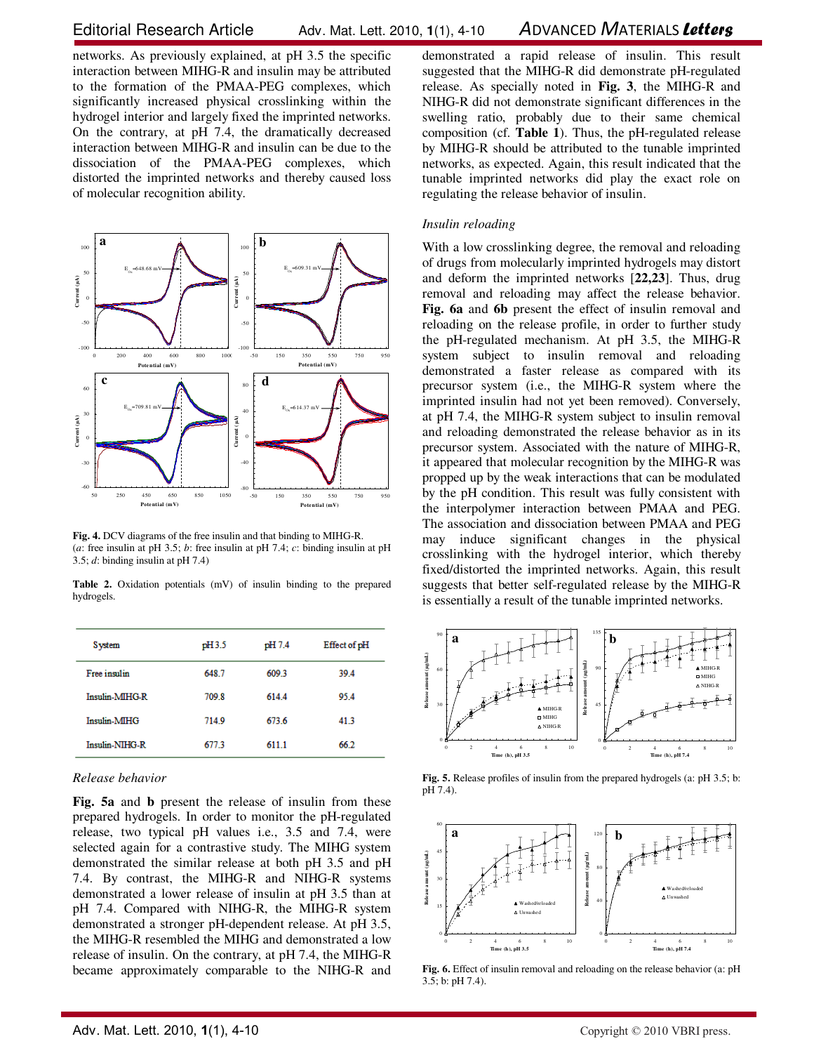networks. As previously explained, at pH 3.5 the specific interaction between MIHG-R and insulin may be attributed to the formation of the PMAA-PEG complexes, which significantly increased physical crosslinking within the hydrogel interior and largely fixed the imprinted networks. On the contrary, at pH 7.4, the dramatically decreased interaction between MIHG-R and insulin can be due to the dissociation of the PMAA-PEG complexes, which distorted the imprinted networks and thereby caused loss of molecular recognition ability.

**Fig. 4.** DCV diagrams of the free insulin and that binding to MIHG-R. (*a*: free insulin at pH 3.5; *b*: free insulin at pH 7.4; *c*: binding insulin at pH 3.5; *d*: binding insulin at pH 7.4)

**Table 2.** Oxidation potentials (mV) of insulin binding to the prepared hydrogels.

| System | pH 3.5 | pH 7.4 | Effect of pH |
|---|---|---|---|
| Free insulin | 648.7 | 609.3 | 39.4 |
| Insulin-MIHG-R | 709.8 | 614.4 | 95.4 |
| Insulin-MIHG | 714.9 | 673.6 | 41.3 |
| Insulin-NIHG-R | 677.3 | 611.1 | 66.2 |

*Release behavior*

**Fig. 5a** and **b** present the release of insulin from these prepared hydrogels. In order to monitor the pH-regulated release, two typical pH values i.e., 3.5 and 7.4, were selected again for a contrastive study. The MIHG system demonstrated the similar release at both pH 3.5 and pH 7.4. By contrast, the MIHG-R and NIHG-R systems demonstrated a lower release of insulin at pH 3.5 than at pH 7.4. Compared with NIHG-R, the MIHG-R system demonstrated a stronger pH-dependent release. At pH 3.5, the MIHG-R resembled the MIHG and demonstrated a low release of insulin. On the contrary, at pH 7.4, the MIHG-R became approximately comparable to the NIHG-R and demonstrated a rapid release of insulin. This result suggested that the MIHG-R did demonstrate pH-regulated release. As specially noted in **Fig. 3**, the MIHG-R and NIHG-R did not demonstrate significant differences in the swelling ratio, probably due to their same chemical composition (cf. **Table 1**). Thus, the pH-regulated release by MIHG-R should be attributed to the tunable imprinted networks, as expected. Again, this result indicated that the tunable imprinted networks did play the exact role on regulating the release behavior of insulin.

*Insulin reloading*

With a low crosslinking degree, the removal and reloading of drugs from molecularly imprinted hydrogels may distort and deform the imprinted networks [**22,23**]. Thus, drug removal and reloading may affect the release behavior. **Fig. 6a** and **6b** present the effect of insulin removal and reloading on the release profile, in order to further study the pH-regulated mechanism. At pH 3.5, the MIHG-R system subject to insulin removal and reloading demonstrated a faster release as compared with its precursor system (i.e., the MIHG-R system where the imprinted insulin had not yet been removed). Conversely, at pH 7.4, the MIHG-R system subject to insulin removal and reloading demonstrated the release behavior as in its precursor system. Associated with the nature of MIHG-R, it appeared that molecular recognition by the MIHG-R was propped up by the weak interactions that can be modulated by the pH condition. This result was fully consistent with the interpolymer interaction between PMAA and PEG. The association and dissociation between PMAA and PEG may induce significant changes in the physical crosslinking with the hydrogel interior, which thereby fixed/distorted the imprinted networks. Again, this result suggests that better self-regulated release by the MIHG-R is essentially a result of the tunable imprinted networks.

**Fig. 5.** Release profiles of insulin from the prepared hydrogels (a: pH 3.5; b: pH 7.4).

**Fig. 6.** Effect of insulin removal and reloading on the release behavior (a: pH 3.5; b: pH 7.4).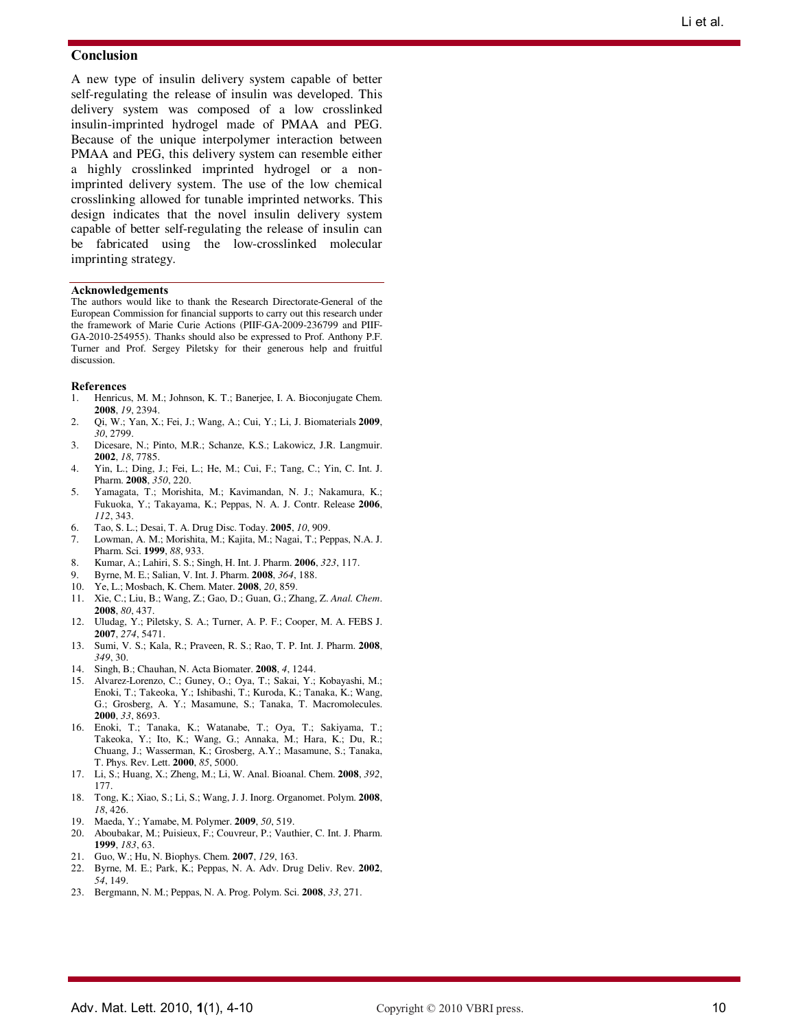## Conclusion

A new type of insulin delivery system capable of better self-regulating the release of insulin was developed. This delivery system was composed of a low crosslinked insulin-imprinted hydrogel made of PMAA and PEG. Because of the unique interpolymer interaction between PMAA and PEG, this delivery system can resemble either a highly crosslinked imprinted hydrogel or a non-imprinted delivery system. The use of the low chemical crosslinking allowed for tunable imprinted networks. This design indicates that the novel insulin delivery system capable of better self-regulating the release of insulin can be fabricated using the low-crosslinked molecular imprinting strategy.

### Acknowledgements

The authors would like to thank the Research Directorate-General of the European Commission for financial supports to carry out this research under the framework of Marie Curie Actions (PIIF-GA-2009-236799 and PIIF-GA-2010-254955). Thanks should also be expressed to Prof. Anthony P.F. Turner and Prof. Sergey Piletsky for their generous help and fruitful discussion.

### References

1. Henricus, M. M.; Johnson, K. T.; Banerjee, I. A. Bioconjugate Chem. **2008**, *19*, 2394.
2. Qi, W.; Yan, X.; Fei, J.; Wang, A.; Cui, Y.; Li, J. Biomaterials **2009**, *30*, 2799.
3. Dicesare, N.; Pinto, M.R.; Schanze, K.S.; Lakowicz, J.R. Langmuir. **2002**, *18*, 7785.
4. Yin, L.; Ding, J.; Fei, L.; He, M.; Cui, F.; Tang, C.; Yin, C. Int. J. Pharm. **2008**, *350*, 220.
5. Yamagata, T.; Morishita, M.; Kavimandan, N. J.; Nakamura, K.; Fukuoka, Y.; Takayama, K.; Peppas, N. A. J. Contr. Release **2006**, *112*, 343.
6. Tao, S. L.; Desai, T. A. Drug Disc. Today. **2005**, *10*, 909.
7. Lowman, A. M.; Morishita, M.; Kajita, M.; Nagai, T.; Peppas, N.A. J. Pharm. Sci. **1999**, *88*, 933.
8. Kumar, A.; Lahiri, S. S.; Singh, H. Int. J. Pharm. **2006**, *323*, 117.
9. Byrne, M. E.; Salian, V. Int. J. Pharm. **2008**, *364*, 188.
10. Ye, L.; Mosbach, K. Chem. Mater. **2008**, *20*, 859.
11. Xie, C.; Liu, B.; Wang, Z.; Gao, D.; Guan, G.; Zhang, Z. *Anal. Chem*. **2008**, *80*, 437.
12. Uludag, Y.; Piletsky, S. A.; Turner, A. P. F.; Cooper, M. A. FEBS J. **2007**, *274*, 5471.
13. Sumi, V. S.; Kala, R.; Praveen, R. S.; Rao, T. P. Int. J. Pharm. **2008**, *349*, 30.
14. Singh, B.; Chauhan, N. Acta Biomater. **2008**, *4*, 1244.
15. Alvarez-Lorenzo, C.; Guney, O.; Oya, T.; Sakai, Y.; Kobayashi, M.; Enoki, T.; Takeoka, Y.; Ishibashi, T.; Kuroda, K.; Tanaka, K.; Wang, G.; Grosberg, A. Y.; Masamune, S.; Tanaka, T. Macromolecules. **2000**, *33*, 8693.
16. Enoki, T.; Tanaka, K.; Watanabe, T.; Oya, T.; Sakiyama, T.; Takeoka, Y.; Ito, K.; Wang, G.; Annaka, M.; Hara, K.; Du, R.; Chuang, J.; Wasserman, K.; Grosberg, A.Y.; Masamune, S.; Tanaka, T. Phys. Rev. Lett. **2000**, *85*, 5000.
17. Li, S.; Huang, X.; Zheng, M.; Li, W. Anal. Bioanal. Chem. **2008**, *392*, 177.
18. Tong, K.; Xiao, S.; Li, S.; Wang, J. J. Inorg. Organomet. Polym. **2008**, *18*, 426.
19. Maeda, Y.; Yamabe, M. Polymer. **2009**, *50*, 519.
20. Aboubakar, M.; Puisieux, F.; Couvreur, P.; Vauthier, C. Int. J. Pharm. **1999**, *183*, 63.
21. Guo, W.; Hu, N. Biophys. Chem. **2007**, *129*, 163.
22. Byrne, M. E.; Park, K.; Peppas, N. A. Adv. Drug Deliv. Rev. **2002**, *54*, 149.
23. Bergmann, N. M.; Peppas, N. A. Prog. Polym. Sci. **2008**, *33*, 271.